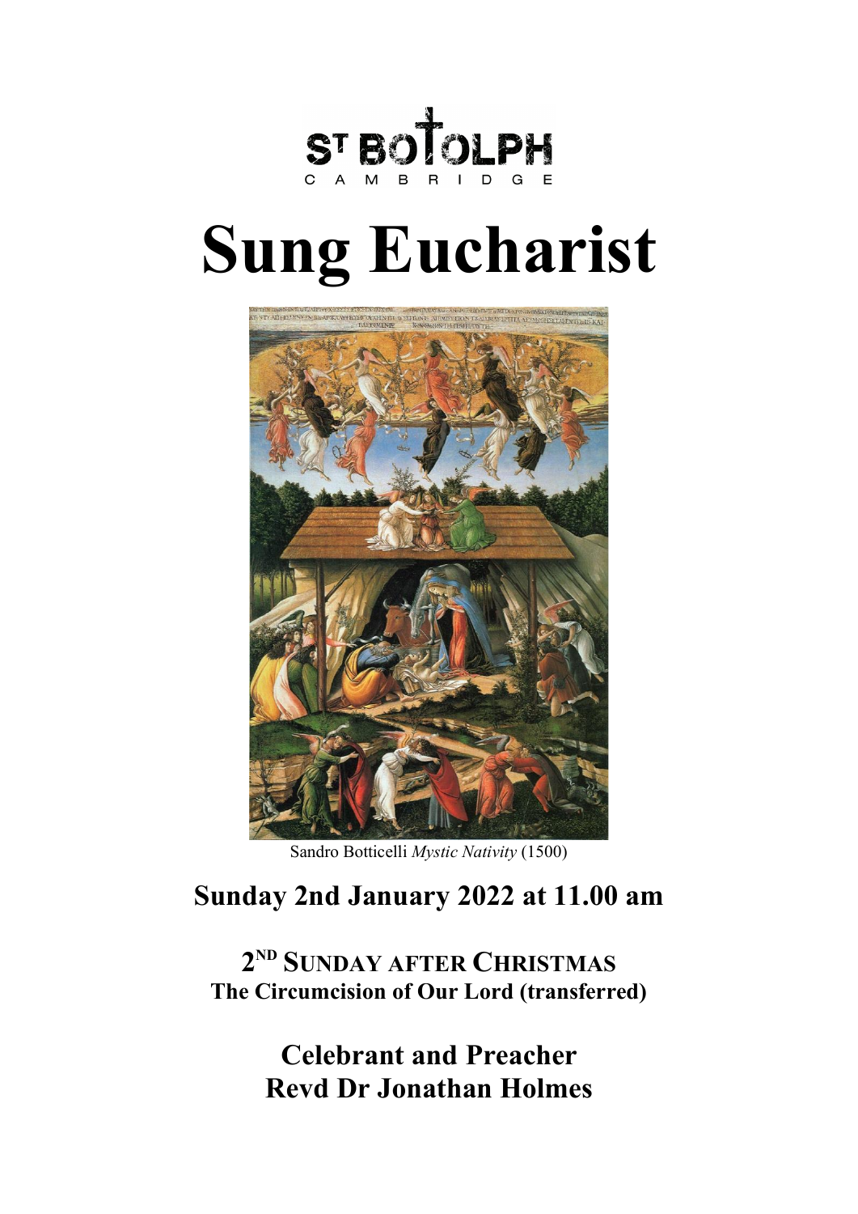ST BOTOLPH
CAMBRIDGE

# Sung Eucharist

Sandro Botticelli *Mystic Nativity* (1500)

## Sunday 2nd January 2022 at 11.00 am

**2ND SUNDAY AFTER CHRISTMAS**
**The Circumcision of Our Lord (transferred)**

## Celebrant and Preacher
## Revd Dr Jonathan Holmes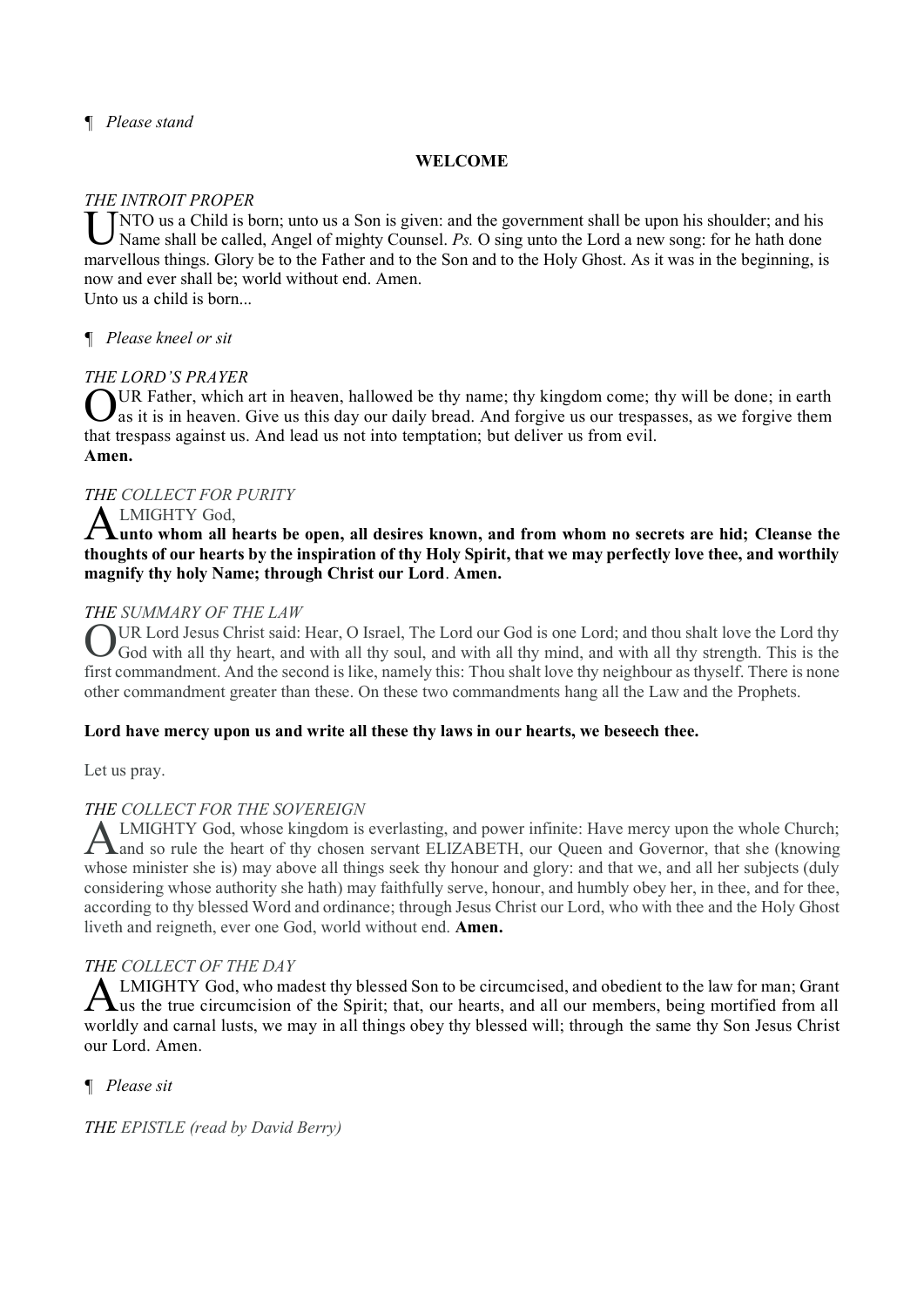¶ *Please stand*

**WELCOME**

*THE INTROIT PROPER*

UNTO us a Child is born; unto us a Son is given: and the government shall be upon his shoulder; and his Name shall be called, Angel of mighty Counsel. *Ps.* O sing unto the Lord a new song: for he hath done marvellous things. Glory be to the Father and to the Son and to the Holy Ghost. As it was in the beginning, is now and ever shall be; world without end. Amen.
Unto us a child is born...

¶ *Please kneel or sit*

*THE LORD'S PRAYER*

OUR Father, which art in heaven, hallowed be thy name; thy kingdom come; thy will be done; in earth as it is in heaven. Give us this day our daily bread. And forgive us our trespasses, as we forgive them that trespass against us. And lead us not into temptation; but deliver us from evil.
**Amen.**

*THE COLLECT FOR PURITY*

ALMIGHTY God,
**unto whom all hearts be open, all desires known, and from whom no secrets are hid; Cleanse the thoughts of our hearts by the inspiration of thy Holy Spirit, that we may perfectly love thee, and worthily magnify thy holy Name; through Christ our Lord. Amen.**

*THE SUMMARY OF THE LAW*

OUR Lord Jesus Christ said: Hear, O Israel, The Lord our God is one Lord; and thou shalt love the Lord thy God with all thy heart, and with all thy soul, and with all thy mind, and with all thy strength. This is the first commandment. And the second is like, namely this: Thou shalt love thy neighbour as thyself. There is none other commandment greater than these. On these two commandments hang all the Law and the Prophets.

**Lord have mercy upon us and write all these thy laws in our hearts, we beseech thee.**

Let us pray.

*THE COLLECT FOR THE SOVEREIGN*

ALMIGHTY God, whose kingdom is everlasting, and power infinite: Have mercy upon the whole Church; and so rule the heart of thy chosen servant ELIZABETH, our Queen and Governor, that she (knowing whose minister she is) may above all things seek thy honour and glory: and that we, and all her subjects (duly considering whose authority she hath) may faithfully serve, honour, and humbly obey her, in thee, and for thee, according to thy blessed Word and ordinance; through Jesus Christ our Lord, who with thee and the Holy Ghost liveth and reigneth, ever one God, world without end. **Amen.**

*THE COLLECT OF THE DAY*

ALMIGHTY God, who madest thy blessed Son to be circumcised, and obedient to the law for man; Grant us the true circumcision of the Spirit; that, our hearts, and all our members, being mortified from all worldly and carnal lusts, we may in all things obey thy blessed will; through the same thy Son Jesus Christ our Lord. Amen.

¶ *Please sit*

*THE EPISTLE (read by David Berry)*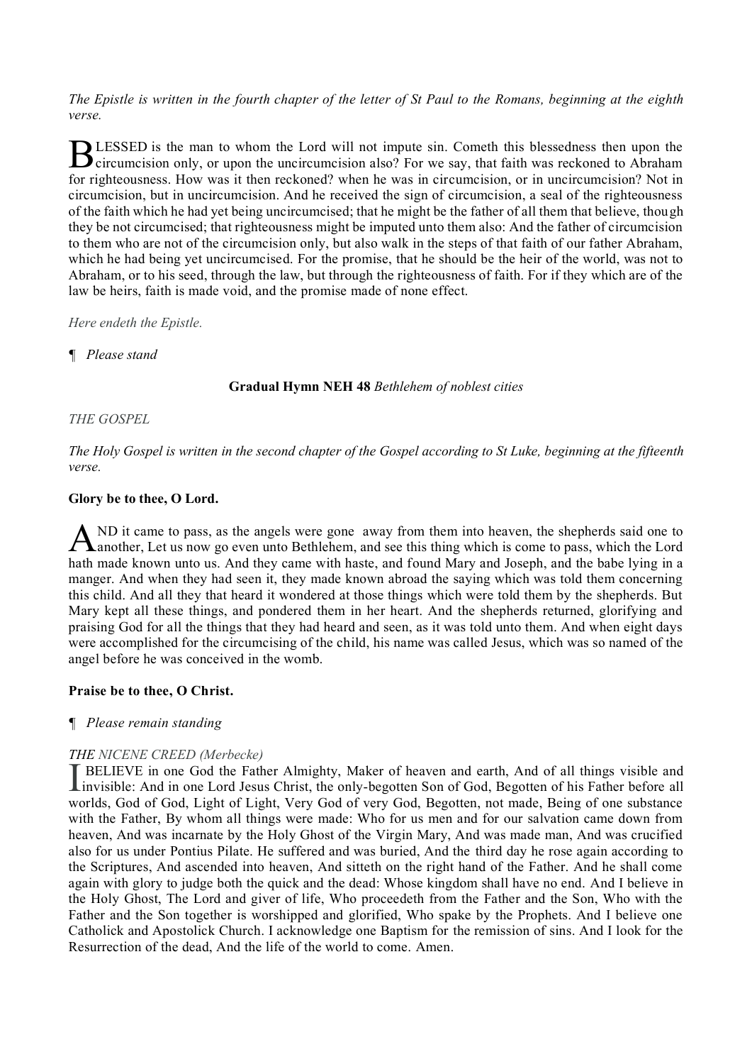*The Epistle is written in the fourth chapter of the letter of St Paul to the Romans, beginning at the eighth verse.*

BLESSED is the man to whom the Lord will not impute sin. Cometh this blessedness then upon the circumcision only, or upon the uncircumcision also? For we say, that faith was reckoned to Abraham for righteousness. How was it then reckoned? when he was in circumcision, or in uncircumcision? Not in circumcision, but in uncircumcision. And he received the sign of circumcision, a seal of the righteousness of the faith which he had yet being uncircumcised; that he might be the father of all them that believe, though they be not circumcised; that righteousness might be imputed unto them also: And the father of circumcision to them who are not of the circumcision only, but also walk in the steps of that faith of our father Abraham, which he had being yet uncircumcised. For the promise, that he should be the heir of the world, was not to Abraham, or to his seed, through the law, but through the righteousness of faith. For if they which are of the law be heirs, faith is made void, and the promise made of none effect.

*Here endeth the Epistle.*

¶ *Please stand*

**Gradual Hymn NEH 48** *Bethlehem of noblest cities*

*THE GOSPEL*

*The Holy Gospel is written in the second chapter of the Gospel according to St Luke, beginning at the fifteenth verse.*

**Glory be to thee, O Lord.**

AND it came to pass, as the angels were gone away from them into heaven, the shepherds said one to another, Let us now go even unto Bethlehem, and see this thing which is come to pass, which the Lord hath made known unto us. And they came with haste, and found Mary and Joseph, and the babe lying in a manger. And when they had seen it, they made known abroad the saying which was told them concerning this child. And all they that heard it wondered at those things which were told them by the shepherds. But Mary kept all these things, and pondered them in her heart. And the shepherds returned, glorifying and praising God for all the things that they had heard and seen, as it was told unto them. And when eight days were accomplished for the circumcising of the child, his name was called Jesus, which was so named of the angel before he was conceived in the womb.

**Praise be to thee, O Christ.**

¶ *Please remain standing*

***THE** NICENE CREED (Merbecke)*

I BELIEVE in one God the Father Almighty, Maker of heaven and earth, And of all things visible and invisible: And in one Lord Jesus Christ, the only-begotten Son of God, Begotten of his Father before all worlds, God of God, Light of Light, Very God of very God, Begotten, not made, Being of one substance with the Father, By whom all things were made: Who for us men and for our salvation came down from heaven, And was incarnate by the Holy Ghost of the Virgin Mary, And was made man, And was crucified also for us under Pontius Pilate. He suffered and was buried, And the third day he rose again according to the Scriptures, And ascended into heaven, And sitteth on the right hand of the Father. And he shall come again with glory to judge both the quick and the dead: Whose kingdom shall have no end. And I believe in the Holy Ghost, The Lord and giver of life, Who proceedeth from the Father and the Son, Who with the Father and the Son together is worshipped and glorified, Who spake by the Prophets. And I believe one Catholick and Apostolick Church. I acknowledge one Baptism for the remission of sins. And I look for the Resurrection of the dead, And the life of the world to come. Amen.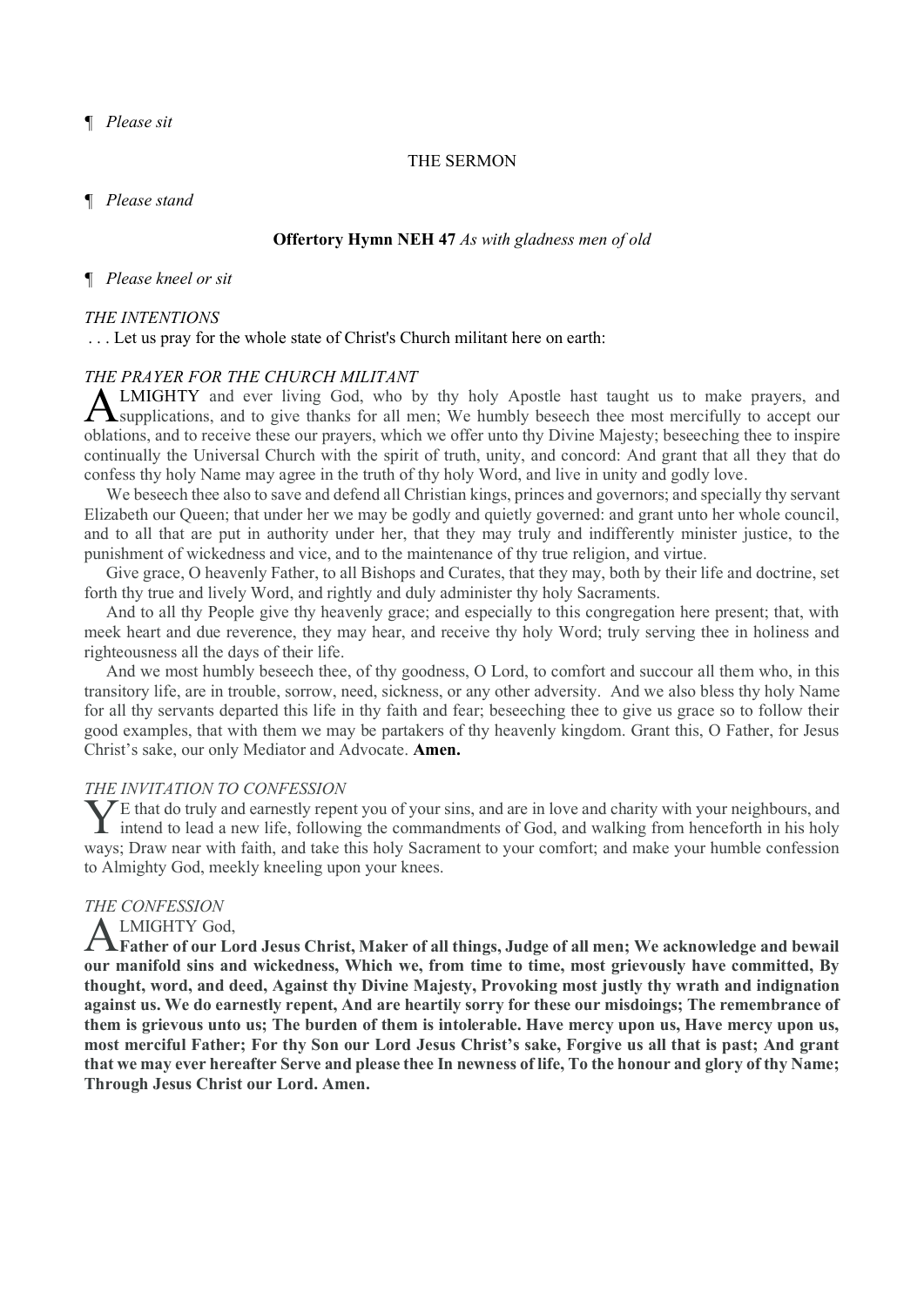¶ *Please sit*

THE SERMON

¶ *Please stand*

**Offertory Hymn NEH 47** *As with gladness men of old*

¶ *Please kneel or sit*

*THE INTENTIONS*

. . . Let us pray for the whole state of Christ's Church militant here on earth:

*THE PRAYER FOR THE CHURCH MILITANT*

ALMIGHTY and ever living God, who by thy holy Apostle hast taught us to make prayers, and supplications, and to give thanks for all men; We humbly beseech thee most mercifully to accept our oblations, and to receive these our prayers, which we offer unto thy Divine Majesty; beseeching thee to inspire continually the Universal Church with the spirit of truth, unity, and concord: And grant that all they that do confess thy holy Name may agree in the truth of thy holy Word, and live in unity and godly love.

We beseech thee also to save and defend all Christian kings, princes and governors; and specially thy servant Elizabeth our Queen; that under her we may be godly and quietly governed: and grant unto her whole council, and to all that are put in authority under her, that they may truly and indifferently minister justice, to the punishment of wickedness and vice, and to the maintenance of thy true religion, and virtue.

Give grace, O heavenly Father, to all Bishops and Curates, that they may, both by their life and doctrine, set forth thy true and lively Word, and rightly and duly administer thy holy Sacraments.

And to all thy People give thy heavenly grace; and especially to this congregation here present; that, with meek heart and due reverence, they may hear, and receive thy holy Word; truly serving thee in holiness and righteousness all the days of their life.

And we most humbly beseech thee, of thy goodness, O Lord, to comfort and succour all them who, in this transitory life, are in trouble, sorrow, need, sickness, or any other adversity. And we also bless thy holy Name for all thy servants departed this life in thy faith and fear; beseeching thee to give us grace so to follow their good examples, that with them we may be partakers of thy heavenly kingdom. Grant this, O Father, for Jesus Christ's sake, our only Mediator and Advocate. **Amen.**

*THE INVITATION TO CONFESSION*

YE that do truly and earnestly repent you of your sins, and are in love and charity with your neighbours, and intend to lead a new life, following the commandments of God, and walking from henceforth in his holy ways; Draw near with faith, and take this holy Sacrament to your comfort; and make your humble confession to Almighty God, meekly kneeling upon your knees.

*THE CONFESSION*

ALMIGHTY God,
**Father of our Lord Jesus Christ, Maker of all things, Judge of all men; We acknowledge and bewail our manifold sins and wickedness, Which we, from time to time, most grievously have committed, By thought, word, and deed, Against thy Divine Majesty, Provoking most justly thy wrath and indignation against us. We do earnestly repent, And are heartily sorry for these our misdoings; The remembrance of them is grievous unto us; The burden of them is intolerable. Have mercy upon us, Have mercy upon us, most merciful Father; For thy Son our Lord Jesus Christ's sake, Forgive us all that is past; And grant that we may ever hereafter Serve and please thee In newness of life, To the honour and glory of thy Name; Through Jesus Christ our Lord. Amen.**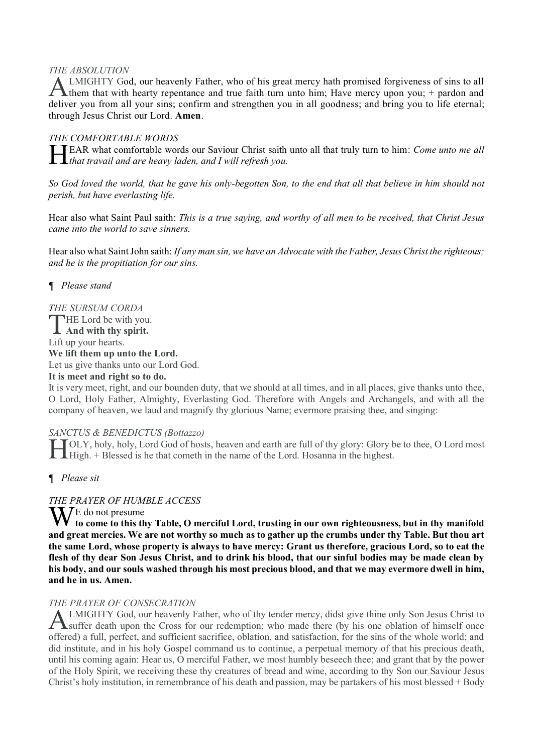*THE ABSOLUTION*

ALMIGHTY God, our heavenly Father, who of his great mercy hath promised forgiveness of sins to all them that with hearty repentance and true faith turn unto him; Have mercy upon you; + pardon and deliver you from all your sins; confirm and strengthen you in all goodness; and bring you to life eternal; through Jesus Christ our Lord. **Amen**.

*THE COMFORTABLE WORDS*

HEAR what comfortable words our Saviour Christ saith unto all that truly turn to him: *Come unto me all that travail and are heavy laden, and I will refresh you.*

*So God loved the world, that he gave his only-begotten Son, to the end that all that believe in him should not perish, but have everlasting life.*

Hear also what Saint Paul saith: *This is a true saying, and worthy of all men to be received, that Christ Jesus came into the world to save sinners.*

Hear also what Saint John saith: *If any man sin, we have an Advocate with the Father, Jesus Christ the righteous; and he is the propitiation for our sins.*

¶ *Please stand*

*THE SURSUM CORDA*

THE Lord be with you.
**And with thy spirit.**
Lift up your hearts.
**We lift them up unto the Lord.**
Let us give thanks unto our Lord God.
**It is meet and right so to do.**
It is very meet, right, and our bounden duty, that we should at all times, and in all places, give thanks unto thee, O Lord, Holy Father, Almighty, Everlasting God. Therefore with Angels and Archangels, and with all the company of heaven, we laud and magnify thy glorious Name; evermore praising thee, and singing:

*SANCTUS & BENEDICTUS (Bottazzo)*

HOLY, holy, holy, Lord God of hosts, heaven and earth are full of thy glory: Glory be to thee, O Lord most High. + Blessed is he that cometh in the name of the Lord. Hosanna in the highest.

¶ *Please sit*

*THE PRAYER OF HUMBLE ACCESS*

WE do not presume
**to come to this thy Table, O merciful Lord, trusting in our own righteousness, but in thy manifold and great mercies. We are not worthy so much as to gather up the crumbs under thy Table. But thou art the same Lord, whose property is always to have mercy: Grant us therefore, gracious Lord, so to eat the flesh of thy dear Son Jesus Christ, and to drink his blood, that our sinful bodies may be made clean by his body, and our souls washed through his most precious blood, and that we may evermore dwell in him, and he in us. Amen.**

*THE PRAYER OF CONSECRATION*

ALMIGHTY God, our heavenly Father, who of thy tender mercy, didst give thine only Son Jesus Christ to suffer death upon the Cross for our redemption; who made there (by his one oblation of himself once offered) a full, perfect, and sufficient sacrifice, oblation, and satisfaction, for the sins of the whole world; and did institute, and in his holy Gospel command us to continue, a perpetual memory of that his precious death, until his coming again: Hear us, O merciful Father, we most humbly beseech thee; and grant that by the power of the Holy Spirit, we receiving these thy creatures of bread and wine, according to thy Son our Saviour Jesus Christ's holy institution, in remembrance of his death and passion, may be partakers of his most blessed + Body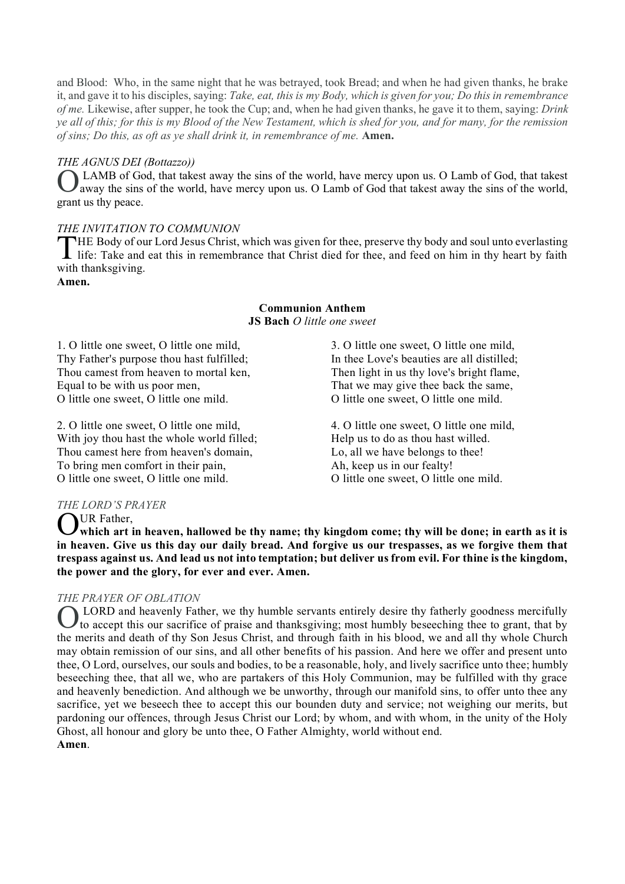and Blood: Who, in the same night that he was betrayed, took Bread; and when he had given thanks, he brake it, and gave it to his disciples, saying: *Take, eat, this is my Body, which is given for you; Do this in remembrance of me.* Likewise, after supper, he took the Cup; and, when he had given thanks, he gave it to them, saying: *Drink ye all of this; for this is my Blood of the New Testament, which is shed for you, and for many, for the remission of sins; Do this, as oft as ye shall drink it, in remembrance of me.* **Amen.**

*THE AGNUS DEI (Bottazzo))*

O LAMB of God, that takest away the sins of the world, have mercy upon us. O Lamb of God, that takest away the sins of the world, have mercy upon us. O Lamb of God that takest away the sins of the world, grant us thy peace.

*THE INVITATION TO COMMUNION*

THE Body of our Lord Jesus Christ, which was given for thee, preserve thy body and soul unto everlasting life: Take and eat this in remembrance that Christ died for thee, and feed on him in thy heart by faith with thanksgiving.
**Amen.**

**Communion Anthem**
**JS Bach** *O little one sweet*

1. O little one sweet, O little one mild,
Thy Father's purpose thou hast fulfilled;
Thou camest from heaven to mortal ken,
Equal to be with us poor men,
O little one sweet, O little one mild.

2. O little one sweet, O little one mild,
With joy thou hast the whole world filled;
Thou camest here from heaven's domain,
To bring men comfort in their pain,
O little one sweet, O little one mild.

3. O little one sweet, O little one mild,
In thee Love's beauties are all distilled;
Then light in us thy love's bright flame,
That we may give thee back the same,
O little one sweet, O little one mild.

4. O little one sweet, O little one mild,
Help us to do as thou hast willed.
Lo, all we have belongs to thee!
Ah, keep us in our fealty!
O little one sweet, O little one mild.

*THE LORD'S PRAYER*

OUR Father,
**which art in heaven, hallowed be thy name; thy kingdom come; thy will be done; in earth as it is in heaven. Give us this day our daily bread. And forgive us our trespasses, as we forgive them that trespass against us. And lead us not into temptation; but deliver us from evil. For thine is the kingdom, the power and the glory, for ever and ever. Amen.**

*THE PRAYER OF OBLATION*

O LORD and heavenly Father, we thy humble servants entirely desire thy fatherly goodness mercifully to accept this our sacrifice of praise and thanksgiving; most humbly beseeching thee to grant, that by the merits and death of thy Son Jesus Christ, and through faith in his blood, we and all thy whole Church may obtain remission of our sins, and all other benefits of his passion. And here we offer and present unto thee, O Lord, ourselves, our souls and bodies, to be a reasonable, holy, and lively sacrifice unto thee; humbly beseeching thee, that all we, who are partakers of this Holy Communion, may be fulfilled with thy grace and heavenly benediction. And although we be unworthy, through our manifold sins, to offer unto thee any sacrifice, yet we beseech thee to accept this our bounden duty and service; not weighing our merits, but pardoning our offences, through Jesus Christ our Lord; by whom, and with whom, in the unity of the Holy Ghost, all honour and glory be unto thee, O Father Almighty, world without end.
**Amen**.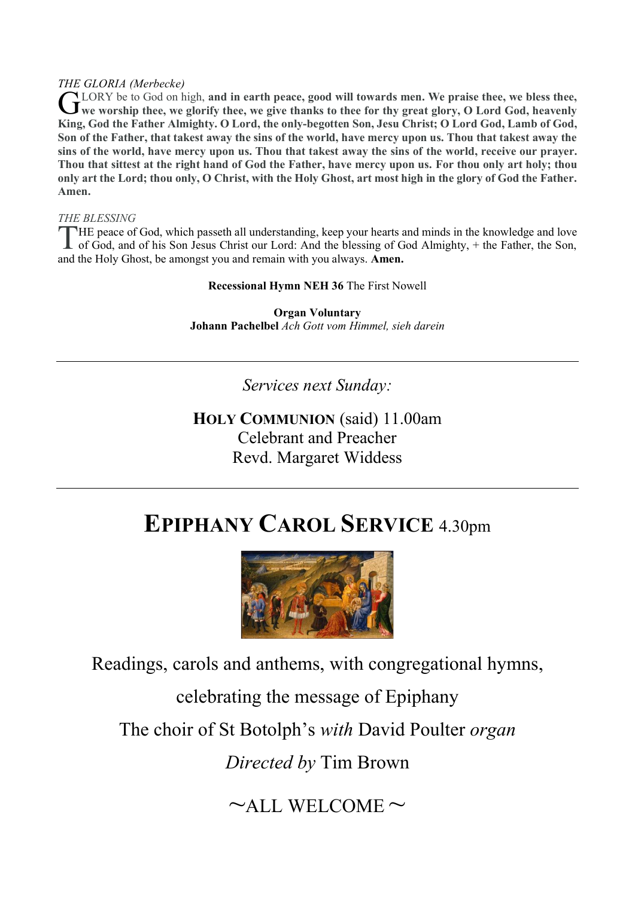*THE GLORIA (Merbecke)*

GLORY be to God on high, **and in earth peace, good will towards men. We praise thee, we bless thee, we worship thee, we glorify thee, we give thanks to thee for thy great glory, O Lord God, heavenly King, God the Father Almighty. O Lord, the only-begotten Son, Jesu Christ; O Lord God, Lamb of God, Son of the Father, that takest away the sins of the world, have mercy upon us. Thou that takest away the sins of the world, have mercy upon us. Thou that takest away the sins of the world, receive our prayer. Thou that sittest at the right hand of God the Father, have mercy upon us. For thou only art holy; thou only art the Lord; thou only, O Christ, with the Holy Ghost, art most high in the glory of God the Father. Amen.**

*THE BLESSING*

THE peace of God, which passeth all understanding, keep your hearts and minds in the knowledge and love of God, and of his Son Jesus Christ our Lord: And the blessing of God Almighty, + the Father, the Son, and the Holy Ghost, be amongst you and remain with you always. **Amen.**

**Recessional Hymn NEH 36** The First Nowell

**Organ Voluntary**
**Johann Pachelbel** *Ach Gott vom Himmel, sieh darein*

---

*Services next Sunday:*

**HOLY COMMUNION** (said) 11.00am
Celebrant and Preacher
Revd. Margaret Widdess

---

# EPIPHANY CAROL SERVICE 4.30pm

Readings, carols and anthems, with congregational hymns,

celebrating the message of Epiphany

The choir of St Botolph's *with* David Poulter *organ*

*Directed by* Tim Brown

~ALL WELCOME~